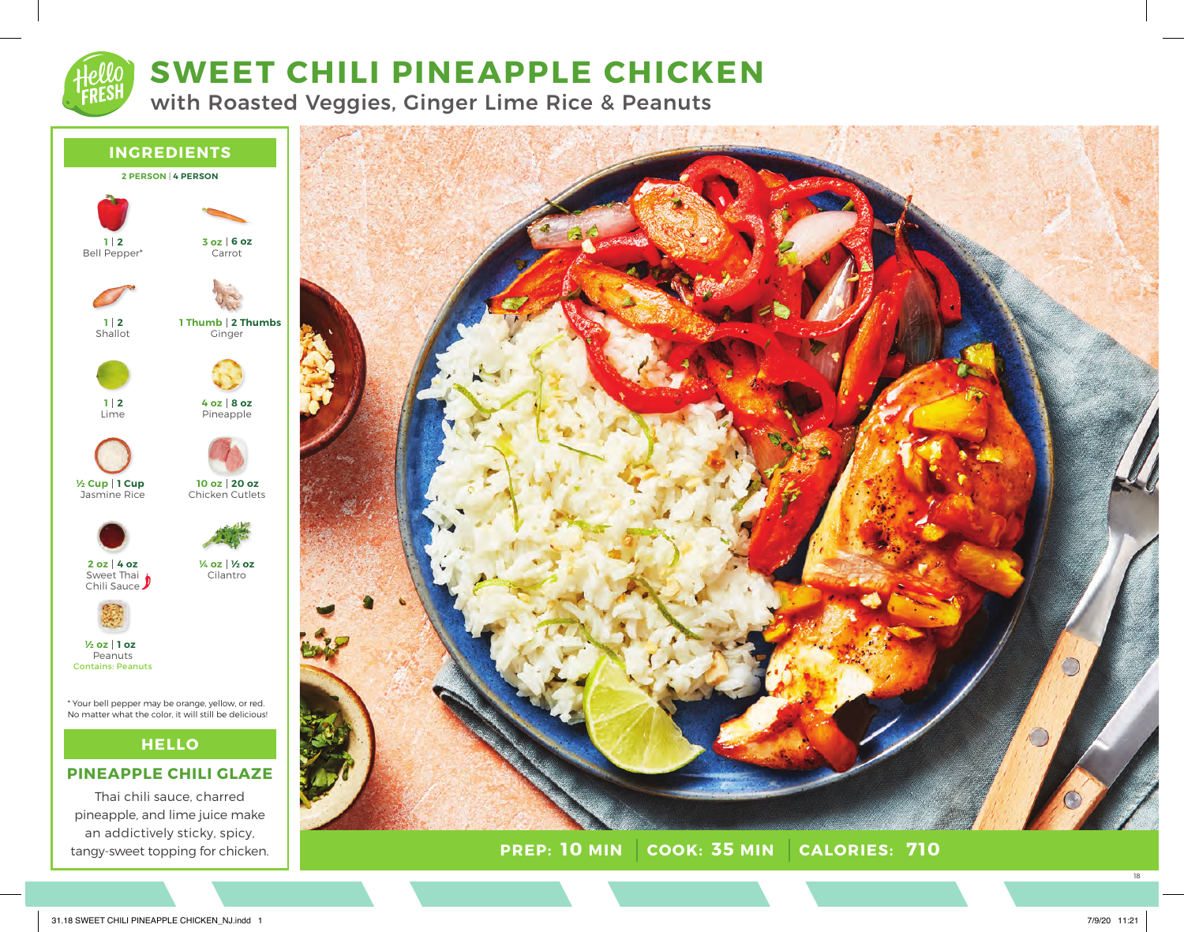# SWEET CHILI PINEAPPLE CHICKEN

## with Roasted Veggies, Ginger Lime Rice & Peanuts

### INGREDIENTS

**2 PERSON | 4 PERSON**

| Amount | Ingredient |
|---|---|
| 1 \| 2 | Bell Pepper* |
| 3 oz \| 6 oz | Carrot |
| 1 \| 2 | Shallot |
| 1 Thumb \| 2 Thumbs | Ginger |
| 1 \| 2 | Lime |
| 4 oz \| 8 oz | Pineapple |
| ½ Cup \| 1 Cup | Jasmine Rice |
| 10 oz \| 20 oz | Chicken Cutlets |
| 2 oz \| 4 oz | Sweet Thai Chili Sauce |
| ¼ oz \| ½ oz | Cilantro |
| ½ oz \| 1 oz | Peanuts (Contains: Peanuts) |

* Your bell pepper may be orange, yellow, or red. No matter what the color, it will still be delicious!

### HELLO

### PINEAPPLE CHILI GLAZE

Thai chili sauce, charred pineapple, and lime juice make an addictively sticky, spicy, tangy-sweet topping for chicken.

**PREP: 10 MIN | COOK: 35 MIN | CALORIES: 710**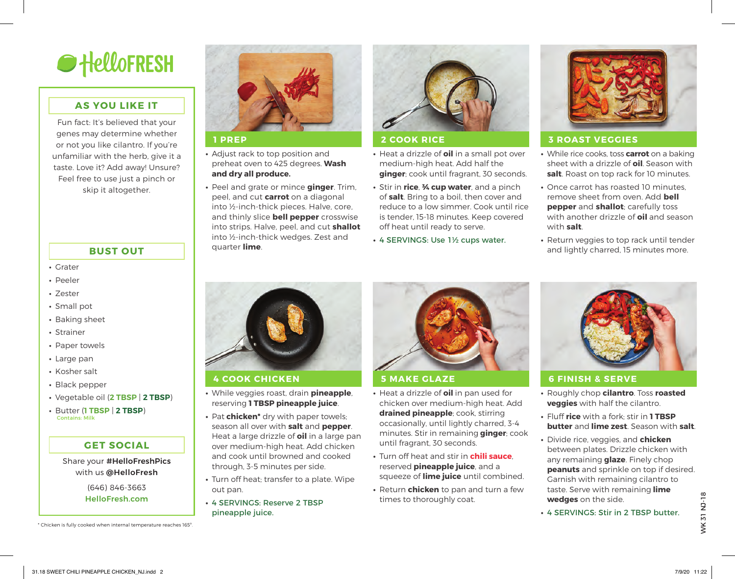# HelloFRESH

## AS YOU LIKE IT

Fun fact: It's believed that your genes may determine whether or not you like cilantro. If you're unfamiliar with the herb, give it a taste. Love it? Add away! Unsure? Feel free to use just a pinch or skip it altogether.

## BUST OUT

- Grater
- Peeler
- Zester
- Small pot
- Baking sheet
- Strainer
- Paper towels
- Large pan
- Kosher salt
- Black pepper
- Vegetable oil (**2 TBSP** | **2 TBSP**)
- Butter (**1 TBSP** | **2 TBSP**)
  Contains: Milk

## GET SOCIAL

Share your **#HelloFreshPics** with us **@HelloFresh**

(646) 846-3663

**HelloFresh.com**

## 1 PREP

- Adjust rack to top position and preheat oven to 425 degrees. **Wash and dry all produce.**
- Peel and grate or mince **ginger**. Trim, peel, and cut **carrot** on a diagonal into ½-inch-thick pieces. Halve, core, and thinly slice **bell pepper** crosswise into strips. Halve, peel, and cut **shallot** into ½-inch-thick wedges. Zest and quarter **lime**.

## 2 COOK RICE

- Heat a drizzle of **oil** in a small pot over medium-high heat. Add half the **ginger**; cook until fragrant, 30 seconds.
- Stir in **rice**, **¾ cup water**, and a pinch of **salt**. Bring to a boil, then cover and reduce to a low simmer. Cook until rice is tender, 15-18 minutes. Keep covered off heat until ready to serve.
- 4 SERVINGS: Use 1½ cups water.

## 3 ROAST VEGGIES

- While rice cooks, toss **carrot** on a baking sheet with a drizzle of **oil**. Season with **salt**. Roast on top rack for 10 minutes.
- Once carrot has roasted 10 minutes, remove sheet from oven. Add **bell pepper** and **shallot**; carefully toss with another drizzle of **oil** and season with **salt**.
- Return veggies to top rack until tender and lightly charred, 15 minutes more.

## 4 COOK CHICKEN

- While veggies roast, drain **pineapple**, reserving **1 TBSP pineapple juice**.
- Pat **chicken*** dry with paper towels; season all over with **salt** and **pepper**. Heat a large drizzle of **oil** in a large pan over medium-high heat. Add chicken and cook until browned and cooked through, 3-5 minutes per side.
- Turn off heat; transfer to a plate. Wipe out pan.
- 4 SERVINGS: Reserve 2 TBSP pineapple juice.

## 5 MAKE GLAZE

- Heat a drizzle of **oil** in pan used for chicken over medium-high heat. Add **drained pineapple**; cook, stirring occasionally, until lightly charred, 3-4 minutes. Stir in remaining **ginger**; cook until fragrant, 30 seconds.
- Turn off heat and stir in **chili sauce**, reserved **pineapple juice**, and a squeeze of **lime juice** until combined.
- Return **chicken** to pan and turn a few times to thoroughly coat.

## 6 FINISH & SERVE

- Roughly chop **cilantro**. Toss **roasted veggies** with half the cilantro.
- Fluff **rice** with a fork; stir in **1 TBSP butter** and **lime zest**. Season with **salt**.
- Divide rice, veggies, and **chicken** between plates. Drizzle chicken with any remaining **glaze**. Finely chop **peanuts** and sprinkle on top if desired. Garnish with remaining cilantro to taste. Serve with remaining **lime wedges** on the side.
- 4 SERVINGS: Stir in 2 TBSP butter.

\* Chicken is fully cooked when internal temperature reaches 165°.

WK 31 NJ-18